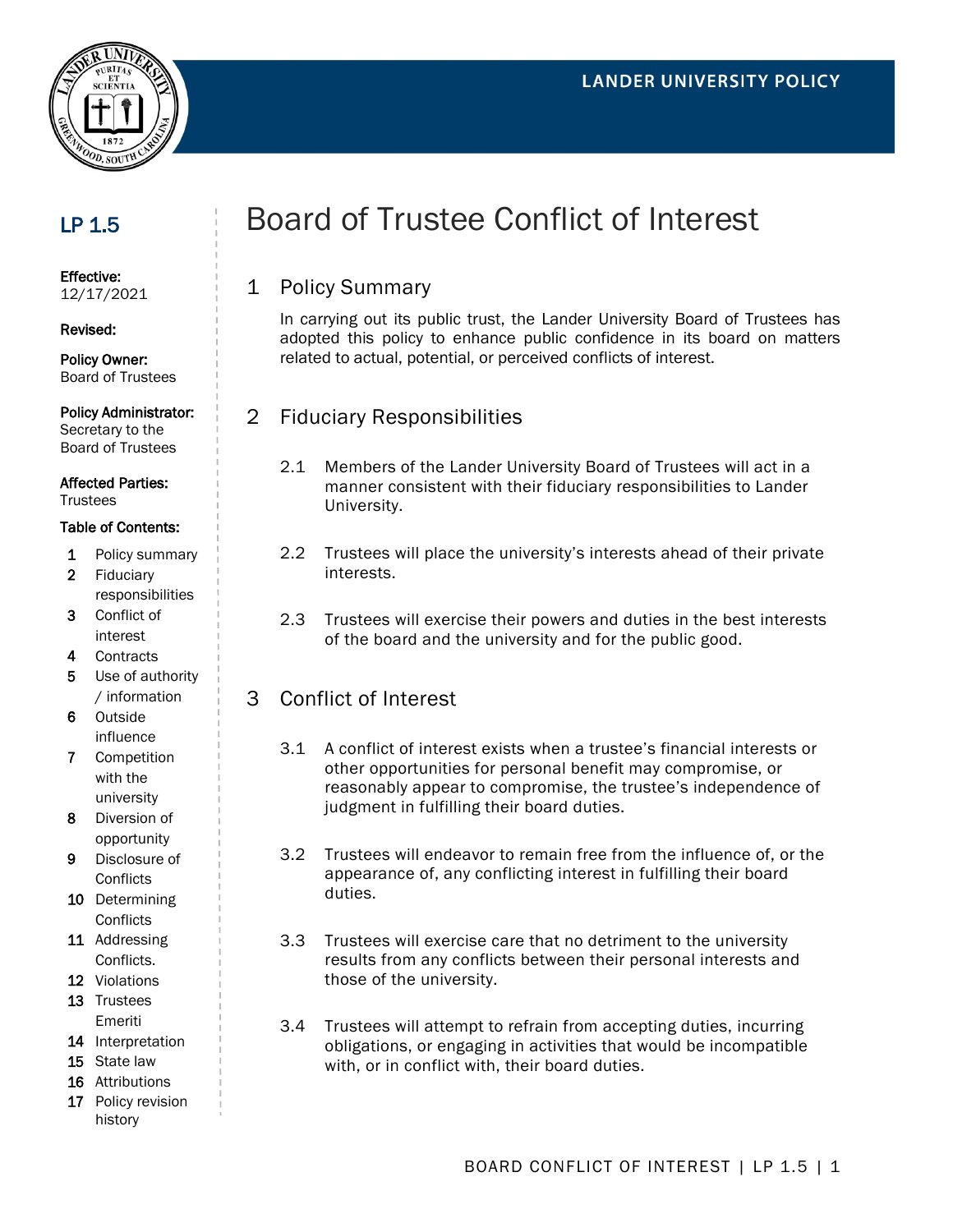LANDER UNIVERSITY POLICY

## LP 1.5

**Effective:**
12/17/2021

**Revised:**

**Policy Owner:**
Board of Trustees

**Policy Administrator:**
Secretary to the Board of Trustees

**Affected Parties:**
Trustees

**Table of Contents:**

1. Policy summary
2. Fiduciary responsibilities
3. Conflict of interest
4. Contracts
5. Use of authority / information
6. Outside influence
7. Competition with the university
8. Diversion of opportunity
9. Disclosure of Conflicts
10. Determining Conflicts
11. Addressing Conflicts.
12. Violations
13. Trustees Emeriti
14. Interpretation
15. State law
16. Attributions
17. Policy revision history

# Board of Trustee Conflict of Interest

## 1 Policy Summary

In carrying out its public trust, the Lander University Board of Trustees has adopted this policy to enhance public confidence in its board on matters related to actual, potential, or perceived conflicts of interest.

## 2 Fiduciary Responsibilities

2.1 Members of the Lander University Board of Trustees will act in a manner consistent with their fiduciary responsibilities to Lander University.

2.2 Trustees will place the university's interests ahead of their private interests.

2.3 Trustees will exercise their powers and duties in the best interests of the board and the university and for the public good.

## 3 Conflict of Interest

3.1 A conflict of interest exists when a trustee's financial interests or other opportunities for personal benefit may compromise, or reasonably appear to compromise, the trustee's independence of judgment in fulfilling their board duties.

3.2 Trustees will endeavor to remain free from the influence of, or the appearance of, any conflicting interest in fulfilling their board duties.

3.3 Trustees will exercise care that no detriment to the university results from any conflicts between their personal interests and those of the university.

3.4 Trustees will attempt to refrain from accepting duties, incurring obligations, or engaging in activities that would be incompatible with, or in conflict with, their board duties.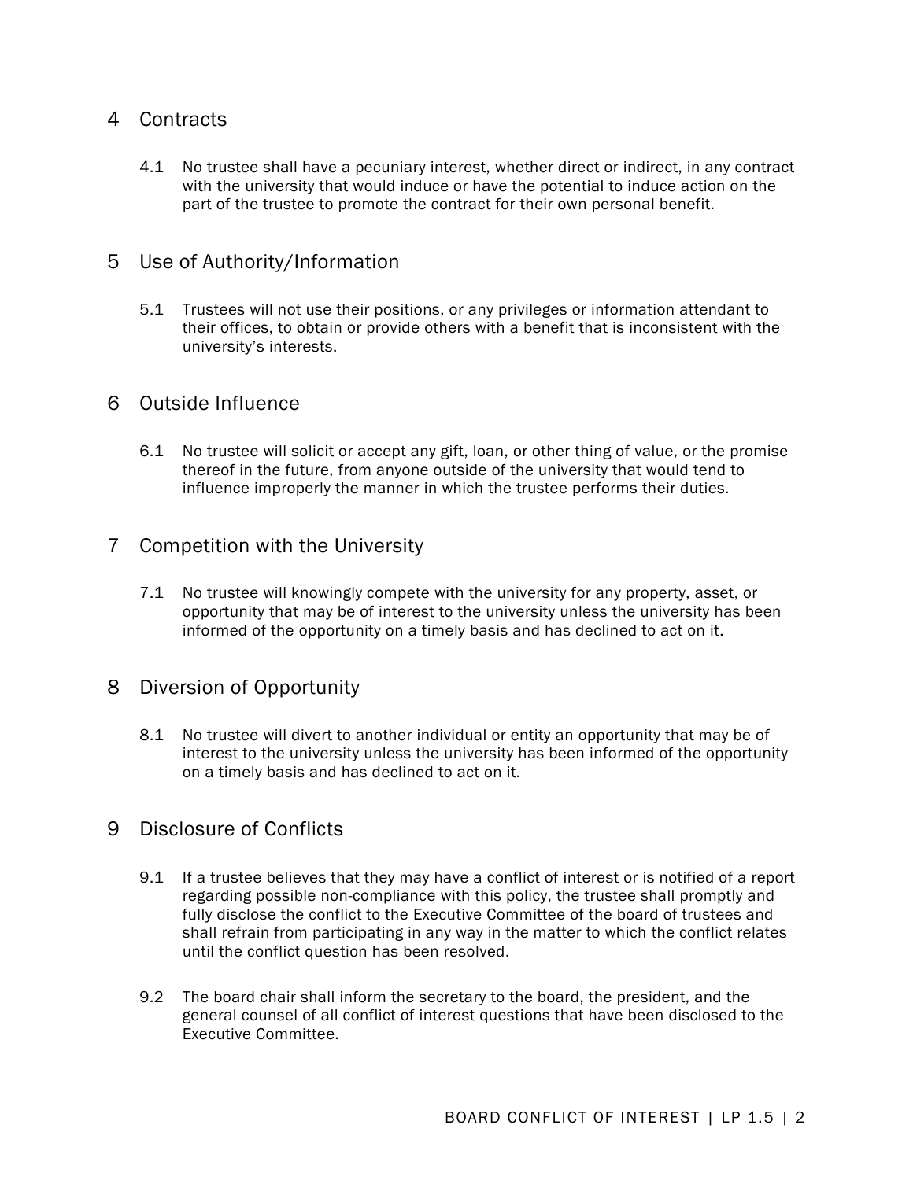## 4 Contracts

4.1 No trustee shall have a pecuniary interest, whether direct or indirect, in any contract with the university that would induce or have the potential to induce action on the part of the trustee to promote the contract for their own personal benefit.

## 5 Use of Authority/Information

5.1 Trustees will not use their positions, or any privileges or information attendant to their offices, to obtain or provide others with a benefit that is inconsistent with the university's interests.

## 6 Outside Influence

6.1 No trustee will solicit or accept any gift, loan, or other thing of value, or the promise thereof in the future, from anyone outside of the university that would tend to influence improperly the manner in which the trustee performs their duties.

## 7 Competition with the University

7.1 No trustee will knowingly compete with the university for any property, asset, or opportunity that may be of interest to the university unless the university has been informed of the opportunity on a timely basis and has declined to act on it.

## 8 Diversion of Opportunity

8.1 No trustee will divert to another individual or entity an opportunity that may be of interest to the university unless the university has been informed of the opportunity on a timely basis and has declined to act on it.

## 9 Disclosure of Conflicts

9.1 If a trustee believes that they may have a conflict of interest or is notified of a report regarding possible non-compliance with this policy, the trustee shall promptly and fully disclose the conflict to the Executive Committee of the board of trustees and shall refrain from participating in any way in the matter to which the conflict relates until the conflict question has been resolved.

9.2 The board chair shall inform the secretary to the board, the president, and the general counsel of all conflict of interest questions that have been disclosed to the Executive Committee.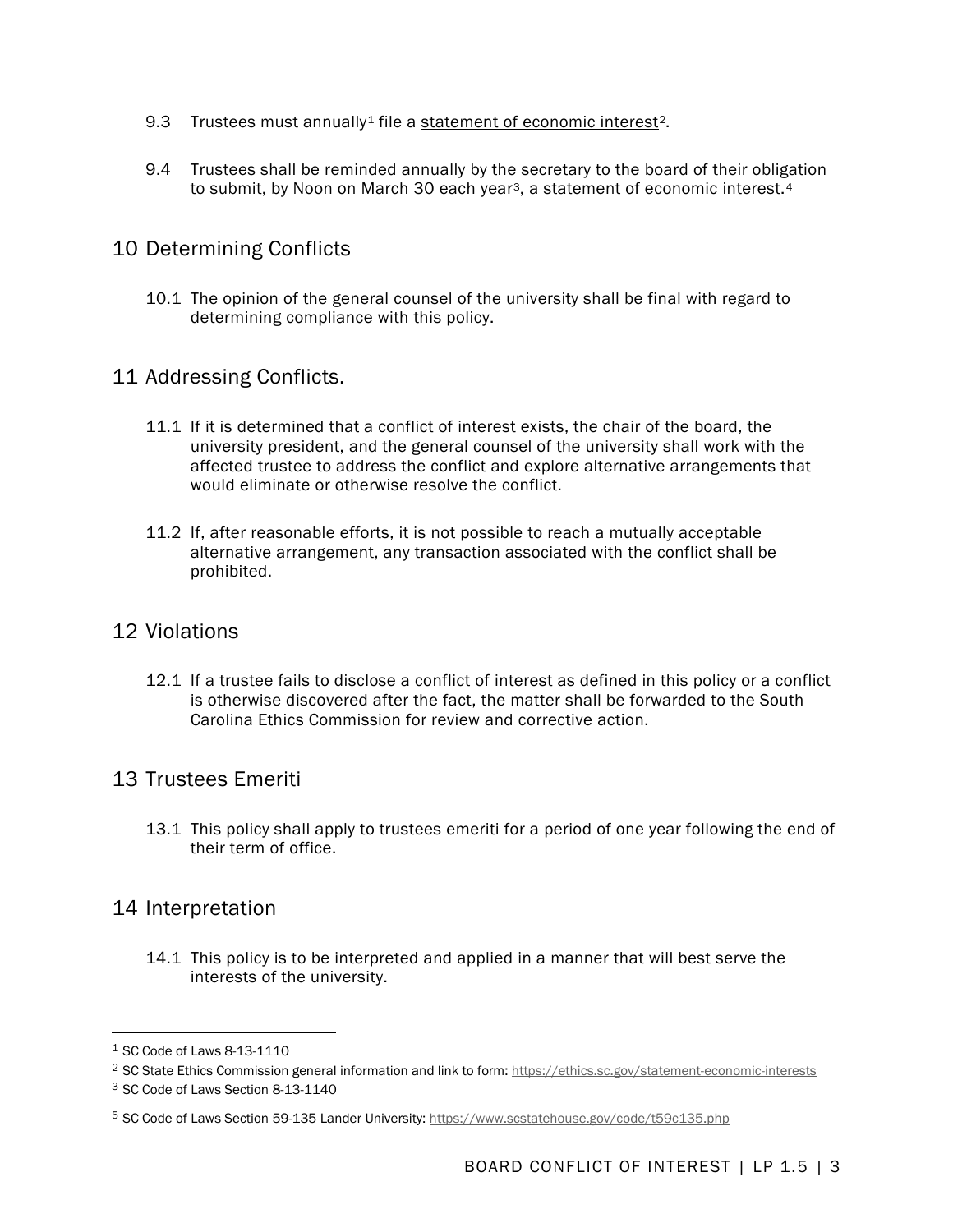9.3 Trustees must annually[1] file a statement of economic interest[2].

9.4 Trustees shall be reminded annually by the secretary to the board of their obligation to submit, by Noon on March 30 each year[3], a statement of economic interest.[4]

## 10 Determining Conflicts

10.1 The opinion of the general counsel of the university shall be final with regard to determining compliance with this policy.

## 11 Addressing Conflicts.

11.1 If it is determined that a conflict of interest exists, the chair of the board, the university president, and the general counsel of the university shall work with the affected trustee to address the conflict and explore alternative arrangements that would eliminate or otherwise resolve the conflict.

11.2 If, after reasonable efforts, it is not possible to reach a mutually acceptable alternative arrangement, any transaction associated with the conflict shall be prohibited.

## 12 Violations

12.1 If a trustee fails to disclose a conflict of interest as defined in this policy or a conflict is otherwise discovered after the fact, the matter shall be forwarded to the South Carolina Ethics Commission for review and corrective action.

## 13 Trustees Emeriti

13.1 This policy shall apply to trustees emeriti for a period of one year following the end of their term of office.

## 14 Interpretation

14.1 This policy is to be interpreted and applied in a manner that will best serve the interests of the university.

---

[1] SC Code of Laws 8-13-1110

[2] SC State Ethics Commission general information and link to form: https://ethics.sc.gov/statement-economic-interests

[3] SC Code of Laws Section 8-13-1140

[5] SC Code of Laws Section 59-135 Lander University: https://www.scstatehouse.gov/code/t59c135.php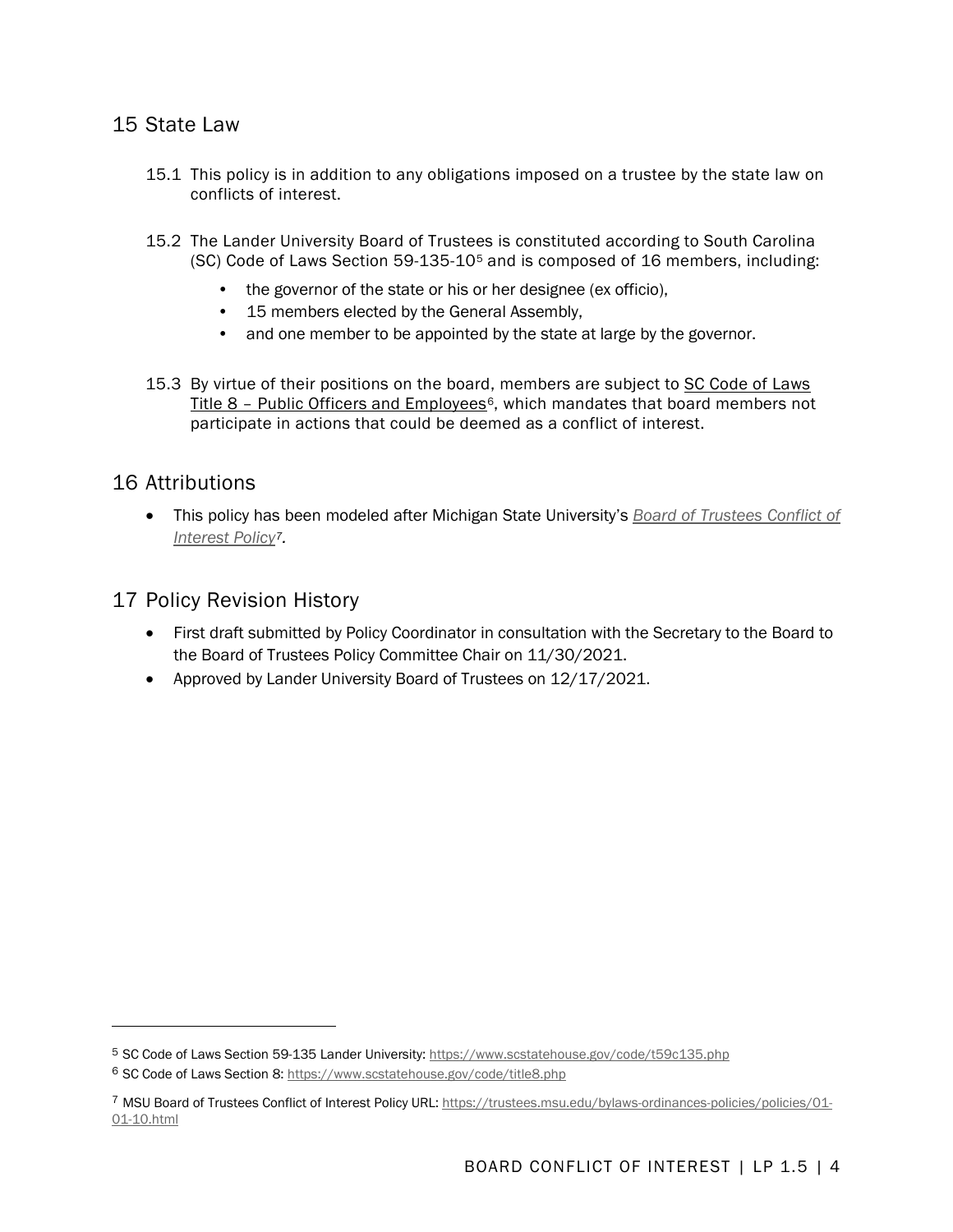## 15 State Law

15.1 This policy is in addition to any obligations imposed on a trustee by the state law on conflicts of interest.

15.2 The Lander University Board of Trustees is constituted according to South Carolina (SC) Code of Laws Section 59-135-10[5] and is composed of 16 members, including:

- the governor of the state or his or her designee (ex officio),
- 15 members elected by the General Assembly,
- and one member to be appointed by the state at large by the governor.

15.3 By virtue of their positions on the board, members are subject to SC Code of Laws Title 8 – Public Officers and Employees[6], which mandates that board members not participate in actions that could be deemed as a conflict of interest.

## 16 Attributions

- This policy has been modeled after Michigan State University's *Board of Trustees Conflict of Interest Policy*[7].

## 17 Policy Revision History

- First draft submitted by Policy Coordinator in consultation with the Secretary to the Board to the Board of Trustees Policy Committee Chair on 11/30/2021.
- Approved by Lander University Board of Trustees on 12/17/2021.

---

[5] SC Code of Laws Section 59-135 Lander University: https://www.scstatehouse.gov/code/t59c135.php

[6] SC Code of Laws Section 8: https://www.scstatehouse.gov/code/title8.php

[7] MSU Board of Trustees Conflict of Interest Policy URL: https://trustees.msu.edu/bylaws-ordinances-policies/policies/01-01-10.html